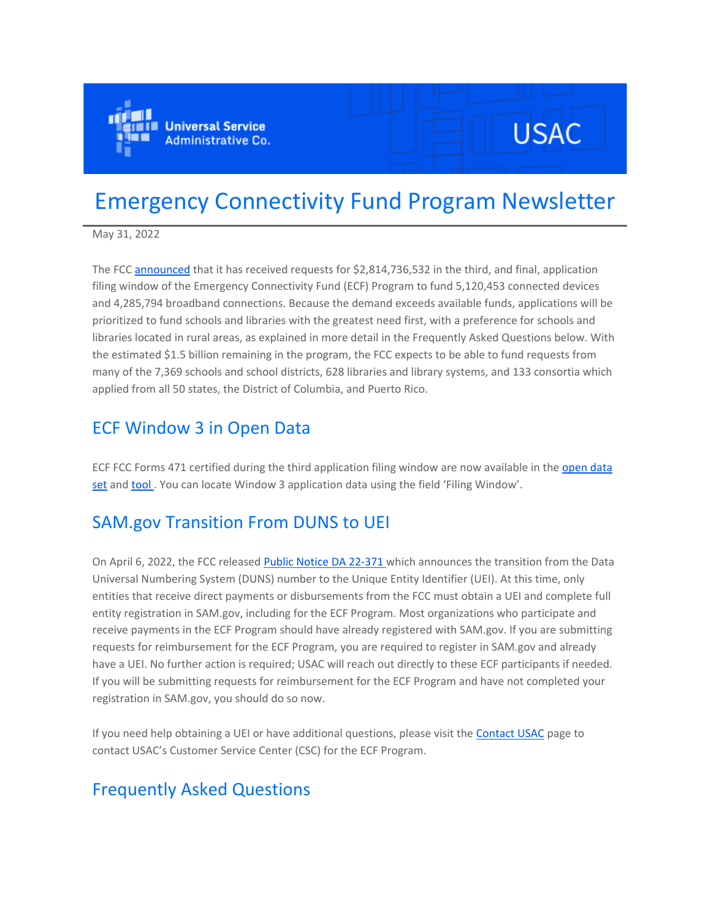# Emergency Connectivity Fund Program Newsletter

May 31, 2022

The FCC announced that it has received requests for $2,814,736,532 in the third, and final, application filing window of the Emergency Connectivity Fund (ECF) Program to fund 5,120,453 connected devices and 4,285,794 broadband connections. Because the demand exceeds available funds, applications will be prioritized to fund schools and libraries with the greatest need first, with a preference for schools and libraries located in rural areas, as explained in more detail in the Frequently Asked Questions below. With the estimated $1.5 billion remaining in the program, the FCC expects to be able to fund requests from many of the 7,369 schools and school districts, 628 libraries and library systems, and 133 consortia which applied from all 50 states, the District of Columbia, and Puerto Rico.

## ECF Window 3 in Open Data

ECF FCC Forms 471 certified during the third application filing window are now available in the open data set and tool . You can locate Window 3 application data using the field 'Filing Window'.

## SAM.gov Transition From DUNS to UEI

On April 6, 2022, the FCC released Public Notice DA 22-371 which announces the transition from the Data Universal Numbering System (DUNS) number to the Unique Entity Identifier (UEI). At this time, only entities that receive direct payments or disbursements from the FCC must obtain a UEI and complete full entity registration in SAM.gov, including for the ECF Program. Most organizations who participate and receive payments in the ECF Program should have already registered with SAM.gov. If you are submitting requests for reimbursement for the ECF Program, you are required to register in SAM.gov and already have a UEI. No further action is required; USAC will reach out directly to these ECF participants if needed. If you will be submitting requests for reimbursement for the ECF Program and have not completed your registration in SAM.gov, you should do so now.

If you need help obtaining a UEI or have additional questions, please visit the Contact USAC page to contact USAC's Customer Service Center (CSC) for the ECF Program.

## Frequently Asked Questions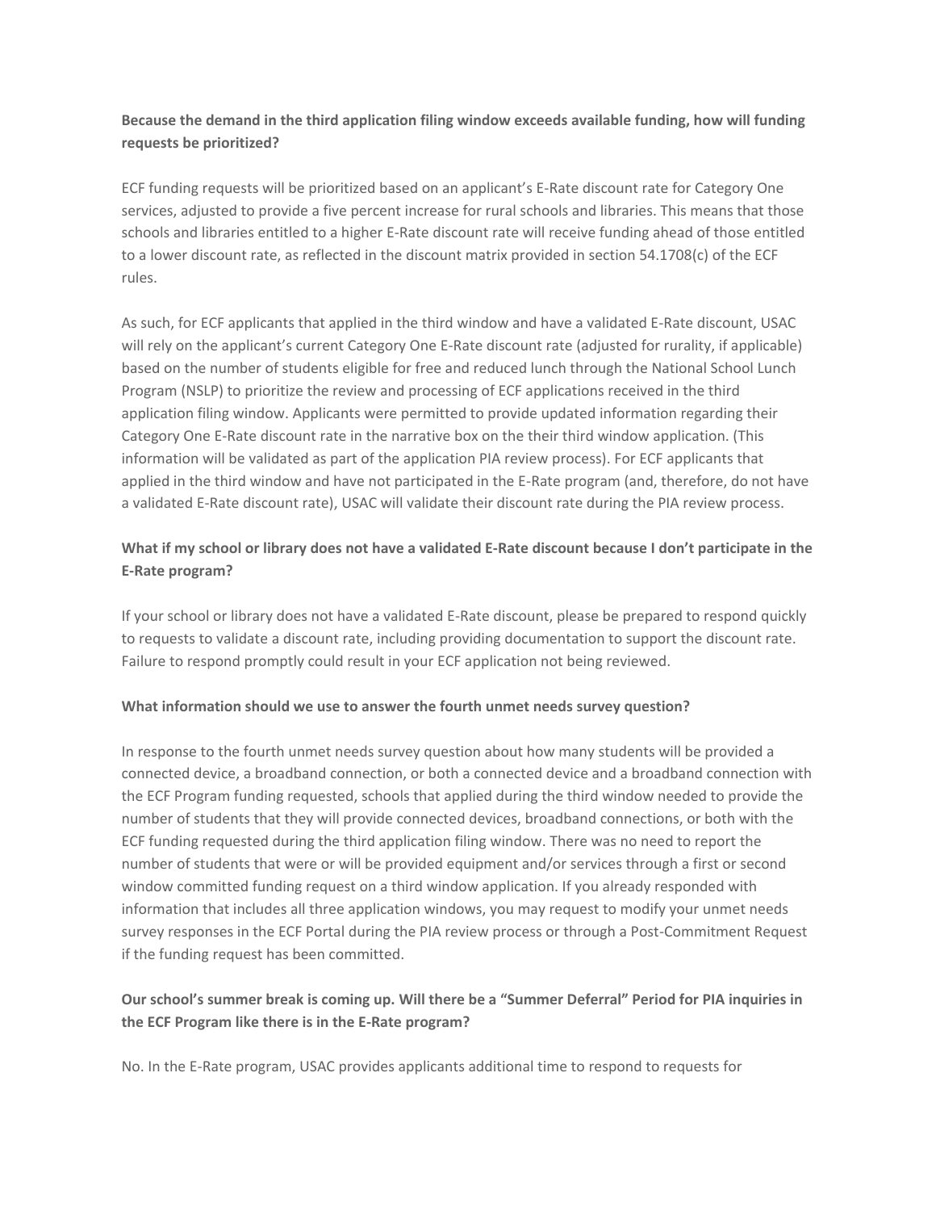**Because the demand in the third application filing window exceeds available funding, how will funding requests be prioritized?**

ECF funding requests will be prioritized based on an applicant's E-Rate discount rate for Category One services, adjusted to provide a five percent increase for rural schools and libraries. This means that those schools and libraries entitled to a higher E-Rate discount rate will receive funding ahead of those entitled to a lower discount rate, as reflected in the discount matrix provided in section 54.1708(c) of the ECF rules.

As such, for ECF applicants that applied in the third window and have a validated E-Rate discount, USAC will rely on the applicant's current Category One E-Rate discount rate (adjusted for rurality, if applicable) based on the number of students eligible for free and reduced lunch through the National School Lunch Program (NSLP) to prioritize the review and processing of ECF applications received in the third application filing window. Applicants were permitted to provide updated information regarding their Category One E-Rate discount rate in the narrative box on the their third window application. (This information will be validated as part of the application PIA review process). For ECF applicants that applied in the third window and have not participated in the E-Rate program (and, therefore, do not have a validated E-Rate discount rate), USAC will validate their discount rate during the PIA review process.

**What if my school or library does not have a validated E-Rate discount because I don't participate in the E-Rate program?**

If your school or library does not have a validated E-Rate discount, please be prepared to respond quickly to requests to validate a discount rate, including providing documentation to support the discount rate. Failure to respond promptly could result in your ECF application not being reviewed.

**What information should we use to answer the fourth unmet needs survey question?**

In response to the fourth unmet needs survey question about how many students will be provided a connected device, a broadband connection, or both a connected device and a broadband connection with the ECF Program funding requested, schools that applied during the third window needed to provide the number of students that they will provide connected devices, broadband connections, or both with the ECF funding requested during the third application filing window. There was no need to report the number of students that were or will be provided equipment and/or services through a first or second window committed funding request on a third window application. If you already responded with information that includes all three application windows, you may request to modify your unmet needs survey responses in the ECF Portal during the PIA review process or through a Post-Commitment Request if the funding request has been committed.

**Our school's summer break is coming up. Will there be a "Summer Deferral" Period for PIA inquiries in the ECF Program like there is in the E-Rate program?**

No. In the E-Rate program, USAC provides applicants additional time to respond to requests for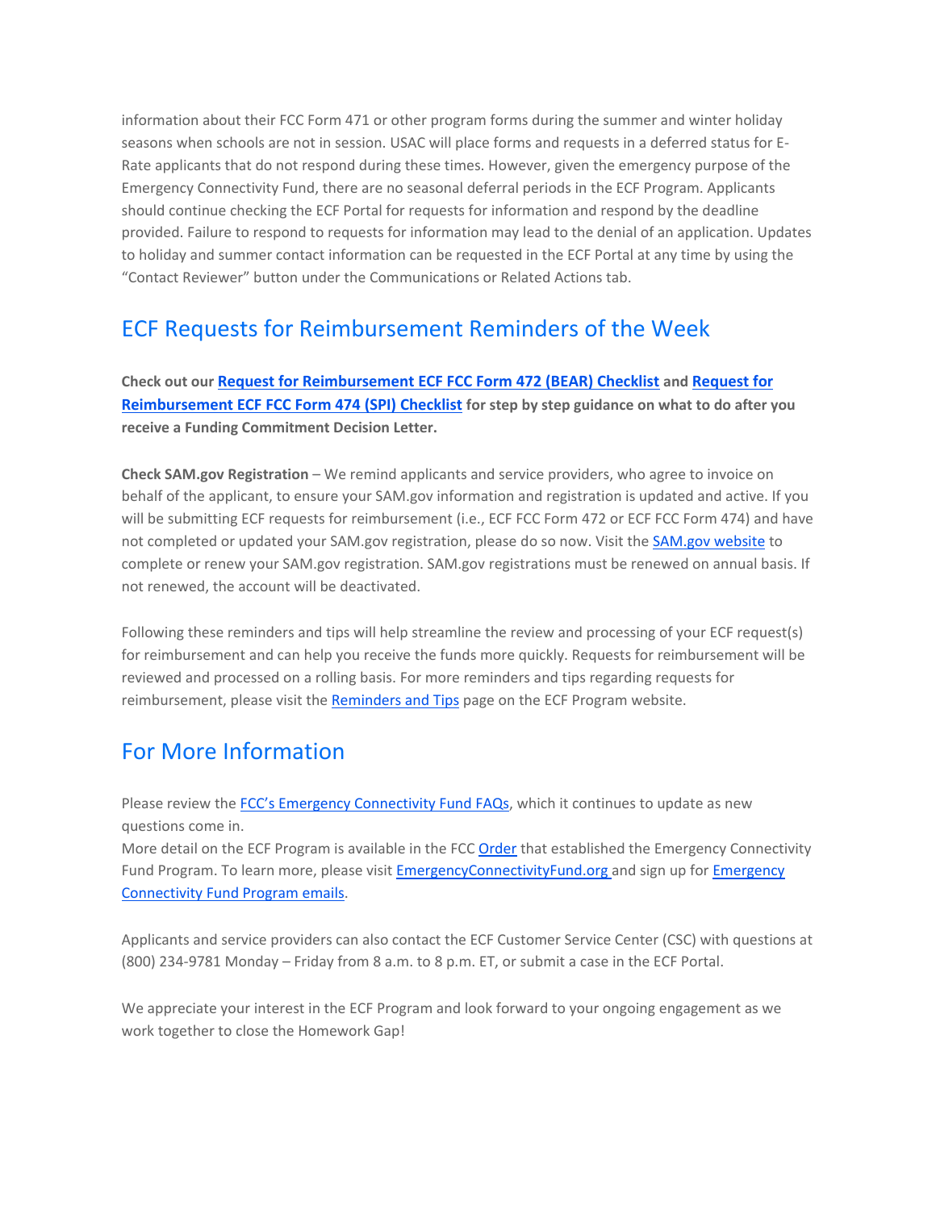information about their FCC Form 471 or other program forms during the summer and winter holiday seasons when schools are not in session. USAC will place forms and requests in a deferred status for E-Rate applicants that do not respond during these times. However, given the emergency purpose of the Emergency Connectivity Fund, there are no seasonal deferral periods in the ECF Program. Applicants should continue checking the ECF Portal for requests for information and respond by the deadline provided. Failure to respond to requests for information may lead to the denial of an application. Updates to holiday and summer contact information can be requested in the ECF Portal at any time by using the "Contact Reviewer" button under the Communications or Related Actions tab.

## ECF Requests for Reimbursement Reminders of the Week

**Check out our Request for Reimbursement ECF FCC Form 472 (BEAR) Checklist and Request for Reimbursement ECF FCC Form 474 (SPI) Checklist for step by step guidance on what to do after you receive a Funding Commitment Decision Letter.**

**Check SAM.gov Registration** – We remind applicants and service providers, who agree to invoice on behalf of the applicant, to ensure your SAM.gov information and registration is updated and active. If you will be submitting ECF requests for reimbursement (i.e., ECF FCC Form 472 or ECF FCC Form 474) and have not completed or updated your SAM.gov registration, please do so now. Visit the SAM.gov website to complete or renew your SAM.gov registration. SAM.gov registrations must be renewed on annual basis. If not renewed, the account will be deactivated.

Following these reminders and tips will help streamline the review and processing of your ECF request(s) for reimbursement and can help you receive the funds more quickly. Requests for reimbursement will be reviewed and processed on a rolling basis. For more reminders and tips regarding requests for reimbursement, please visit the Reminders and Tips page on the ECF Program website.

## For More Information

Please review the FCC's Emergency Connectivity Fund FAQs, which it continues to update as new questions come in.
More detail on the ECF Program is available in the FCC Order that established the Emergency Connectivity Fund Program. To learn more, please visit EmergencyConnectivityFund.org and sign up for Emergency Connectivity Fund Program emails.

Applicants and service providers can also contact the ECF Customer Service Center (CSC) with questions at (800) 234-9781 Monday – Friday from 8 a.m. to 8 p.m. ET, or submit a case in the ECF Portal.

We appreciate your interest in the ECF Program and look forward to your ongoing engagement as we work together to close the Homework Gap!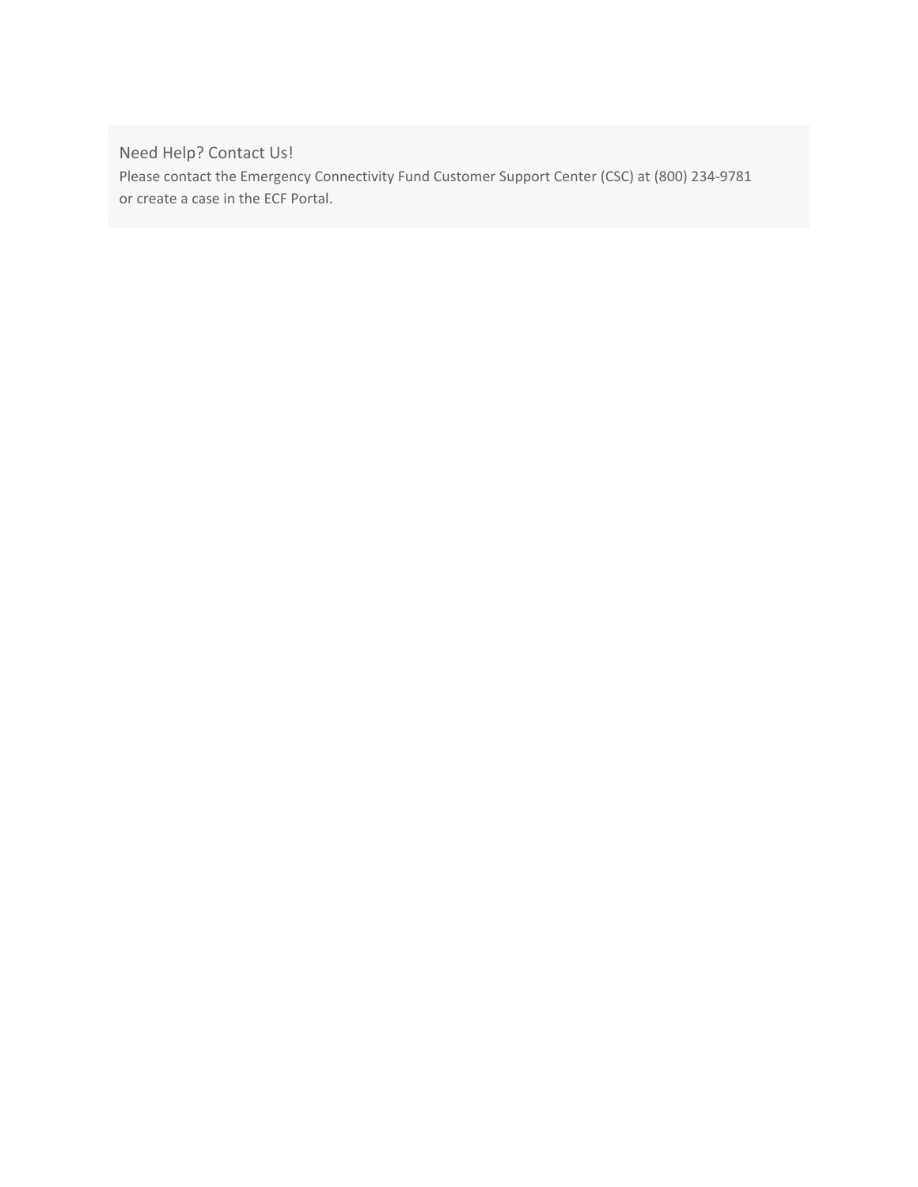### Need Help? Contact Us!

Please contact the Emergency Connectivity Fund Customer Support Center (CSC) at (800) 234-9781 or create a case in the ECF Portal.